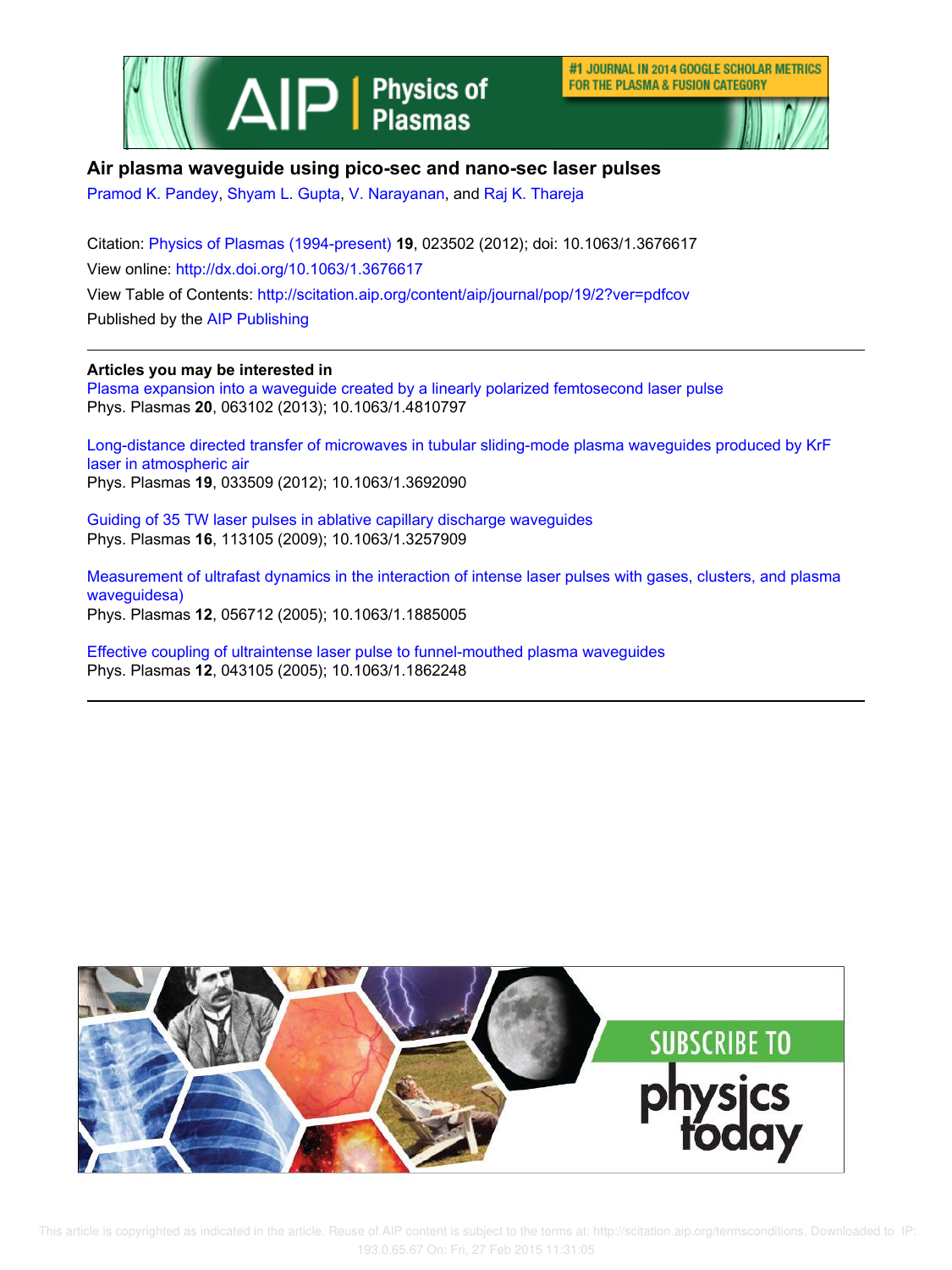# Air plasma waveguide using pico-sec and nano-sec laser pulses

Pramod K. Pandey, Shyam L. Gupta, V. Narayanan, and Raj K. Thareja

Citation: Physics of Plasmas (1994-present) **19**, 023502 (2012); doi: 10.1063/1.3676617

View online: http://dx.doi.org/10.1063/1.3676617

View Table of Contents: http://scitation.aip.org/content/aip/journal/pop/19/2?ver=pdfcov

Published by the AIP Publishing

---

**Articles you may be interested in**

Plasma expansion into a waveguide created by a linearly polarized femtosecond laser pulse
Phys. Plasmas **20**, 063102 (2013); 10.1063/1.4810797

Long-distance directed transfer of microwaves in tubular sliding-mode plasma waveguides produced by KrF laser in atmospheric air
Phys. Plasmas **19**, 033509 (2012); 10.1063/1.3692090

Guiding of 35 TW laser pulses in ablative capillary discharge waveguides
Phys. Plasmas **16**, 113105 (2009); 10.1063/1.3257909

Measurement of ultrafast dynamics in the interaction of intense laser pulses with gases, clusters, and plasma waveguidesa)
Phys. Plasmas **12**, 056712 (2005); 10.1063/1.1885005

Effective coupling of ultraintense laser pulse to funnel-mouthed plasma waveguides
Phys. Plasmas **12**, 043105 (2005); 10.1063/1.1862248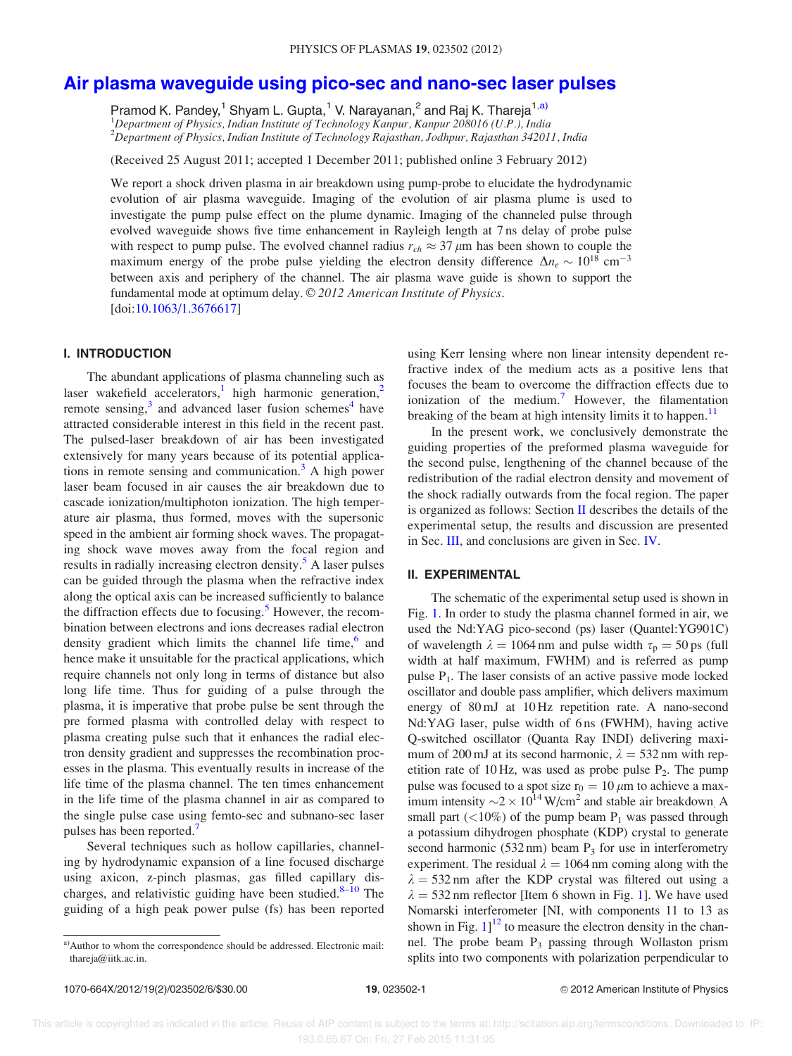# Air plasma waveguide using pico-sec and nano-sec laser pulses

Pramod K. Pandey,[1] Shyam L. Gupta,[1] V. Narayanan,[2] and Raj K. Thareja[1,a)]

[1]Department of Physics, Indian Institute of Technology Kanpur, Kanpur 208016 (U.P.), India
[2]Department of Physics, Indian Institute of Technology Rajasthan, Jodhpur, Rajasthan 342011, India

(Received 25 August 2011; accepted 1 December 2011; published online 3 February 2012)

We report a shock driven plasma in air breakdown using pump-probe to elucidate the hydrodynamic evolution of air plasma waveguide. Imaging of the evolution of air plasma plume is used to investigate the pump pulse effect on the plume dynamic. Imaging of the channeled pulse through evolved waveguide shows five time enhancement in Rayleigh length at 7 ns delay of probe pulse with respect to pump pulse. The evolved channel radius $r_{ch} \approx 37\ \mu$m has been shown to couple the maximum energy of the probe pulse yielding the electron density difference $\Delta n_e \sim 10^{18}$ cm$^{-3}$ between axis and periphery of the channel. The air plasma wave guide is shown to support the fundamental mode at optimum delay. © *2012 American Institute of Physics*. [doi:10.1063/1.3676617]

## I. INTRODUCTION

The abundant applications of plasma channeling such as laser wakefield accelerators,[1] high harmonic generation,[2] remote sensing,[3] and advanced laser fusion schemes[4] have attracted considerable interest in this field in the recent past. The pulsed-laser breakdown of air has been investigated extensively for many years because of its potential applications in remote sensing and communication.[3] A high power laser beam focused in air causes the air breakdown due to cascade ionization/multiphoton ionization. The high temperature air plasma, thus formed, moves with the supersonic speed in the ambient air forming shock waves. The propagating shock wave moves away from the focal region and results in radially increasing electron density.[5] A laser pulses can be guided through the plasma when the refractive index along the optical axis can be increased sufficiently to balance the diffraction effects due to focusing.[5] However, the recombination between electrons and ions decreases radial electron density gradient which limits the channel life time,[6] and hence make it unsuitable for the practical applications, which require channels not only long in terms of distance but also long life time. Thus for guiding of a pulse through the plasma, it is imperative that probe pulse be sent through the pre formed plasma with controlled delay with respect to plasma creating pulse such that it enhances the radial electron density gradient and suppresses the recombination processes in the plasma. This eventually results in increase of the life time of the plasma channel. The ten times enhancement in the life time of the plasma channel in air as compared to the single pulse case using femto-sec and subnano-sec laser pulses has been reported.[7]

Several techniques such as hollow capillaries, channeling by hydrodynamic expansion of a line focused discharge using axicon, z-pinch plasmas, gas filled capillary discharges, and relativistic guiding have been studied.[8–10] The guiding of a high peak power pulse (fs) has been reported using Kerr lensing where non linear intensity dependent refractive index of the medium acts as a positive lens that focuses the beam to overcome the diffraction effects due to ionization of the medium.[7] However, the filamentation breaking of the beam at high intensity limits it to happen.[11]

In the present work, we conclusively demonstrate the guiding properties of the preformed plasma waveguide for the second pulse, lengthening of the channel because of the redistribution of the radial electron density and movement of the shock radially outwards from the focal region. The paper is organized as follows: Section II describes the details of the experimental setup, the results and discussion are presented in Sec. III, and conclusions are given in Sec. IV.

## II. EXPERIMENTAL

The schematic of the experimental setup used is shown in Fig. 1. In order to study the plasma channel formed in air, we used the Nd:YAG pico-second (ps) laser (Quantel:YG901C) of wavelength $\lambda = 1064$ nm and pulse width $\tau_p = 50$ ps (full width at half maximum, FWHM) and is referred as pump pulse $P_1$. The laser consists of an active passive mode locked oscillator and double pass amplifier, which delivers maximum energy of 80 mJ at 10 Hz repetition rate. A nano-second Nd:YAG laser, pulse width of 6 ns (FWHM), having active Q-switched oscillator (Quanta Ray INDI) delivering maximum of 200 mJ at its second harmonic, $\lambda = 532$ nm with repetition rate of 10 Hz, was used as probe pulse $P_2$. The pump pulse was focused to a spot size $r_0 = 10\ \mu$m to achieve a maximum intensity $\sim 2 \times 10^{14}$ W/cm$^2$ and stable air breakdown. A small part (<10%) of the pump beam $P_1$ was passed through a potassium dihydrogen phosphate (KDP) crystal to generate second harmonic (532 nm) beam $P_3$ for use in interferometry experiment. The residual $\lambda = 1064$ nm coming along with the $\lambda = 532$ nm after the KDP crystal was filtered out using a $\lambda = 532$ nm reflector [Item 6 shown in Fig. 1]. We have used Nomarski interferometer [NI, with components 11 to 13 as shown in Fig. 1][12] to measure the electron density in the channel. The probe beam $P_3$ passing through Wollaston prism splits into two components with polarization perpendicular to

a)Author to whom the correspondence should be addressed. Electronic mail: thareja@iitk.ac.in.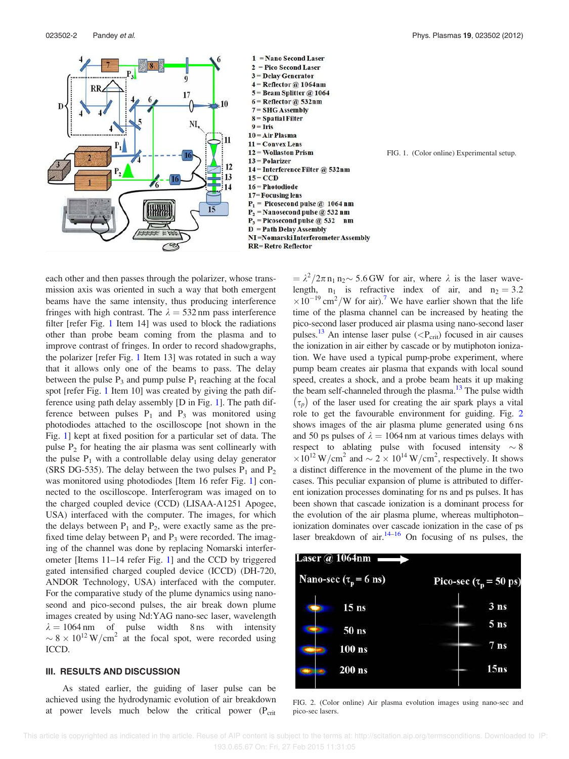1 = Nano Second Laser
2 = Pico Second Laser
3 = Delay Generator
4 = Reflector @ 1064nm
5 = Beam Splitter @ 1064
6 = Reflector @ 532nm
7 = SHG Assembly
8 = Spatial Filter
9 = Iris
10 = Air Plasma
11 = Convex Lens
12 = Wollaston Prism
13 = Polarizer
14 = Interference Filter @ 532nm
15 = CCD
16 = Photodiode
17 = Focusing lens
$P_1$ = Picosecond pulse @ 1064 nm
$P_2$ = Nanosecond pulse @ 532 nm
$P_3$ = Picosecond pulse @ 532 nm
D = Path Delay Assembly
NI = Nomarski Interferometer Assembly
RR = Retro Reflector

FIG. 1. (Color online) Experimental setup.

each other and then passes through the polarizer, whose transmission axis was oriented in such a way that both emergent beams have the same intensity, thus producing interference fringes with high contrast. The $\lambda = 532$ nm pass interference filter [refer Fig. 1 Item 14] was used to block the radiations other than probe beam coming from the plasma and to improve contrast of fringes. In order to record shadowgraphs, the polarizer [refer Fig. 1 Item 13] was rotated in such a way that it allows only one of the beams to pass. The delay between the pulse $P_3$ and pump pulse $P_1$ reaching at the focal spot [refer Fig. 1 Item 10] was created by giving the path difference using path delay assembly [D in Fig. 1]. The path difference between pulses $P_1$ and $P_3$ was monitored using photodiodes attached to the oscilloscope [not shown in the Fig. 1] kept at fixed position for a particular set of data. The pulse $P_2$ for heating the air plasma was sent collinearly with the pulse $P_1$ with a controllable delay using delay generator (SRS DG-535). The delay between the two pulses $P_1$ and $P_2$ was monitored using photodiodes [Item 16 refer Fig. 1] connected to the oscilloscope. Interferogram was imaged on to the charged coupled device (CCD) (LISAA-A1251 Apogee, USA) interfaced with the computer. The images, for which the delays between $P_1$ and $P_2$, were exactly same as the prefixed time delay between $P_1$ and $P_3$ were recorded. The imaging of the channel was done by replacing Nomarski interferometer [Items 11–14 refer Fig. 1] and the CCD by triggered gated intensified charged coupled device (ICCD) (DH-720, ANDOR Technology, USA) interfaced with the computer. For the comparative study of the plume dynamics using nanoseond and pico-second pulses, the air break down plume images created by using Nd:YAG nano-sec laser, wavelength $\lambda = 1064$ nm of pulse width 8 ns with intensity $\sim 8 \times 10^{12}$ W/cm$^2$ at the focal spot, were recorded using ICCD.

## III. RESULTS AND DISCUSSION

As stated earlier, the guiding of laser pulse can be achieved using the hydrodynamic evolution of air breakdown at power levels much below the critical power ($P_{crit}$ $= \lambda^2/2\pi n_1 n_2 \sim 5.6$ GW for air, where $\lambda$ is the laser wavelength, $n_1$ is refractive index of air, and $n_2 = 3.2 \times 10^{-19}$ cm$^2$/W for air).[7] We have earlier shown that the life time of the plasma channel can be increased by heating the pico-second laser produced air plasma using nano-second laser pulses.[13] An intense laser pulse ($<P_{crit}$) focused in air causes the ionization in air either by cascade or by mutiphoton ionization. We have used a typical pump-probe experiment, where pump beam creates air plasma that expands with local sound speed, creates a shock, and a probe beam heats it up making the beam self-channeled through the plasma.[13] The pulse width $(\tau_p)$ of the laser used for creating the air spark plays a vital role to get the favourable environment for guiding. Fig. 2 shows images of the air plasma plume generated using 6 ns and 50 ps pulses of $\lambda = 1064$ nm at various times delays with respect to ablating pulse with focused intensity $\sim 8 \times 10^{12}$ W/cm$^2$ and $\sim 2 \times 10^{14}$ W/cm$^2$, respectively. It shows a distinct difference in the movement of the plume in the two cases. This peculiar expansion of plume is attributed to different ionization processes dominating for ns and ps pulses. It has been shown that cascade ionization is a dominant process for the evolution of the air plasma plume, whereas multiphoton–ionization dominates over cascade ionization in the case of ps laser breakdown of air.[14–16] On focusing of ns pulses, the

FIG. 2. (Color online) Air plasma evolution images using nano-sec and pico-sec lasers.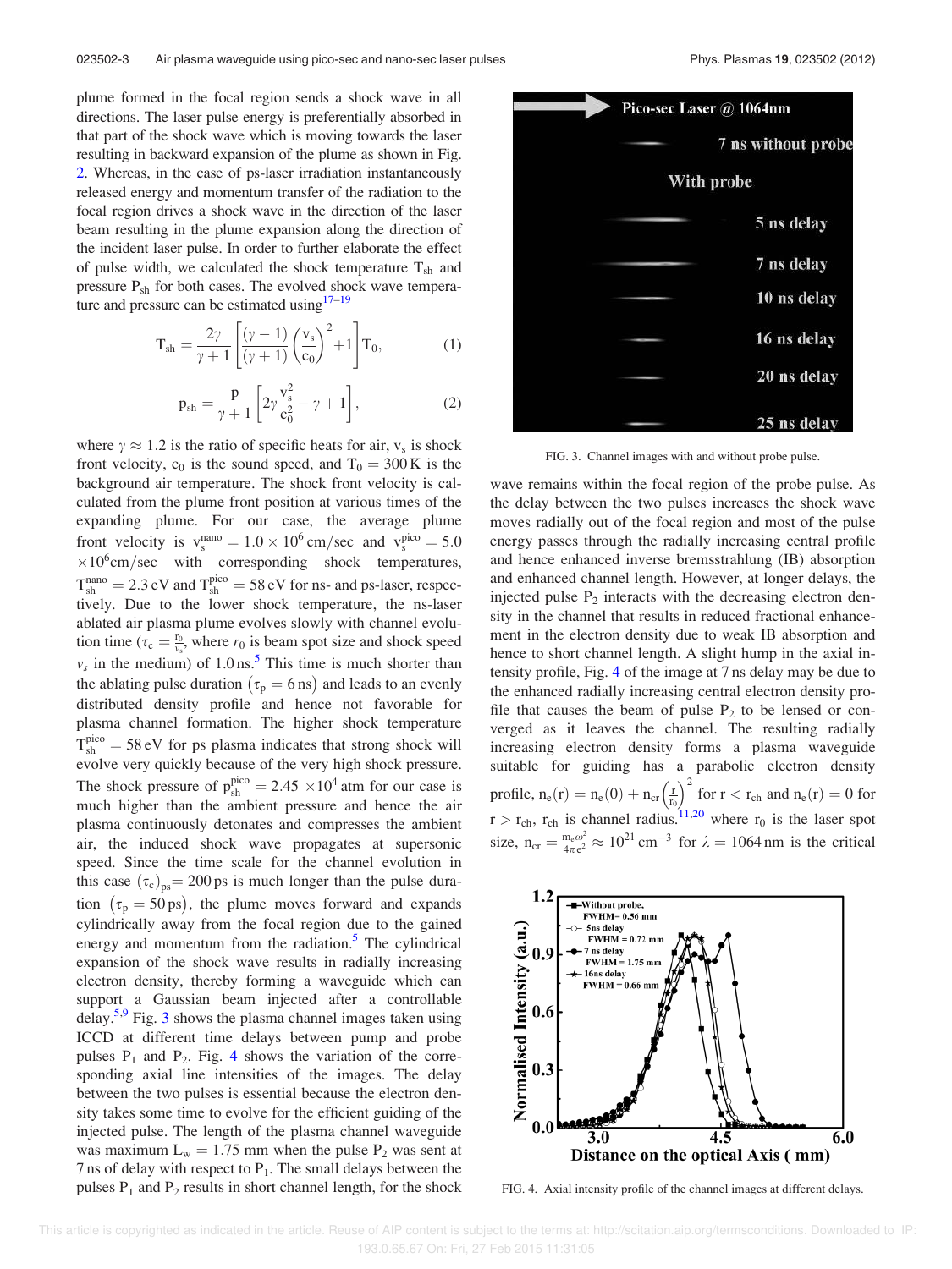plume formed in the focal region sends a shock wave in all directions. The laser pulse energy is preferentially absorbed in that part of the shock wave which is moving towards the laser resulting in backward expansion of the plume as shown in Fig. 2. Whereas, in the case of ps-laser irradiation instantaneously released energy and momentum transfer of the radiation to the focal region drives a shock wave in the direction of the laser beam resulting in the plume expansion along the direction of the incident laser pulse. In order to further elaborate the effect of pulse width, we calculated the shock temperature $T_{sh}$ and pressure $P_{sh}$ for both cases. The evolved shock wave temperature and pressure can be estimated using[17–19]

$$T_{sh} = \frac{2\gamma}{\gamma+1}\left[\frac{(\gamma-1)}{(\gamma+1)}\left(\frac{v_s}{c_0}\right)^2+1\right]T_0, \quad (1)$$

$$p_{sh} = \frac{p}{\gamma+1}\left[2\gamma\frac{v_s^2}{c_0^2}-\gamma+1\right], \quad (2)$$

where $\gamma \approx 1.2$ is the ratio of specific heats for air, $v_s$ is shock front velocity, $c_0$ is the sound speed, and $T_0 = 300\,K$ is the background air temperature. The shock front velocity is calculated from the plume front position at various times of the expanding plume. For our case, the average plume front velocity is $v_s^{nano} = 1.0 \times 10^6\,cm/sec$ and $v_s^{pico} = 5.0 \times 10^6 cm/sec$ with corresponding shock temperatures, $T_{sh}^{nano} = 2.3\,eV$ and $T_{sh}^{pico} = 58\,eV$ for ns- and ps-laser, respectively. Due to the lower shock temperature, the ns-laser ablated air plasma plume evolves slowly with channel evolution time ($\tau_c = \frac{r_0}{v_s}$, where $r_0$ is beam spot size and shock speed $v_s$ in the medium) of 1.0 ns.[5] This time is much shorter than the ablating pulse duration $(\tau_p = 6\,ns)$ and leads to an evenly distributed density profile and hence not favorable for plasma channel formation. The higher shock temperature $T_{sh}^{pico} = 58\,eV$ for ps plasma indicates that strong shock will evolve very quickly because of the very high shock pressure. The shock pressure of $p_{sh}^{pico} = 2.45 \times 10^4$ atm for our case is much higher than the ambient pressure and hence the air plasma continuously detonates and compresses the ambient air, the induced shock wave propagates at supersonic speed. Since the time scale for the channel evolution in this case $(\tau_c)_{ps} = 200$ ps is much longer than the pulse duration $(\tau_p = 50\,ps)$, the plume moves forward and expands cylindrically away from the focal region due to the gained energy and momentum from the radiation.[5] The cylindrical expansion of the shock wave results in radially increasing electron density, thereby forming a waveguide which can support a Gaussian beam injected after a controllable delay.[5,9] Fig. 3 shows the plasma channel images taken using ICCD at different time delays between pump and probe pulses $P_1$ and $P_2$. Fig. 4 shows the variation of the corresponding axial line intensities of the images. The delay between the two pulses is essential because the electron density takes some time to evolve for the efficient guiding of the injected pulse. The length of the plasma channel waveguide was maximum $L_w = 1.75$ mm when the pulse $P_2$ was sent at 7 ns of delay with respect to $P_1$. The small delays between the pulses $P_1$ and $P_2$ results in short channel length, for the shock wave remains within the focal region of the probe pulse. As the delay between the two pulses increases the shock wave moves radially out of the focal region and most of the pulse energy passes through the radially increasing central profile and hence enhanced inverse bremsstrahlung (IB) absorption and enhanced channel length. However, at longer delays, the injected pulse $P_2$ interacts with the decreasing electron density in the channel that results in reduced fractional enhancement in the electron density due to weak IB absorption and hence to short channel length. A slight hump in the axial intensity profile, Fig. 4 of the image at 7 ns delay may be due to the enhanced radially increasing central electron density profile that causes the beam of pulse $P_2$ to be lensed or converged as it leaves the channel. The resulting radially increasing electron density forms a plasma waveguide suitable for guiding has a parabolic electron density profile, $n_e(r) = n_e(0) + n_{cr}\left(\frac{r}{r_0}\right)^2$ for $r < r_{ch}$ and $n_e(r) = 0$ for $r > r_{ch}$, $r_{ch}$ is channel radius.[11,20] where $r_0$ is the laser spot size, $n_{cr} = \frac{m_e\omega^2}{4\pi e^2} \approx 10^{21}\,cm^{-3}$ for $\lambda = 1064$ nm is the critical

FIG. 3. Channel images with and without probe pulse.

FIG. 4. Axial intensity profile of the channel images at different delays.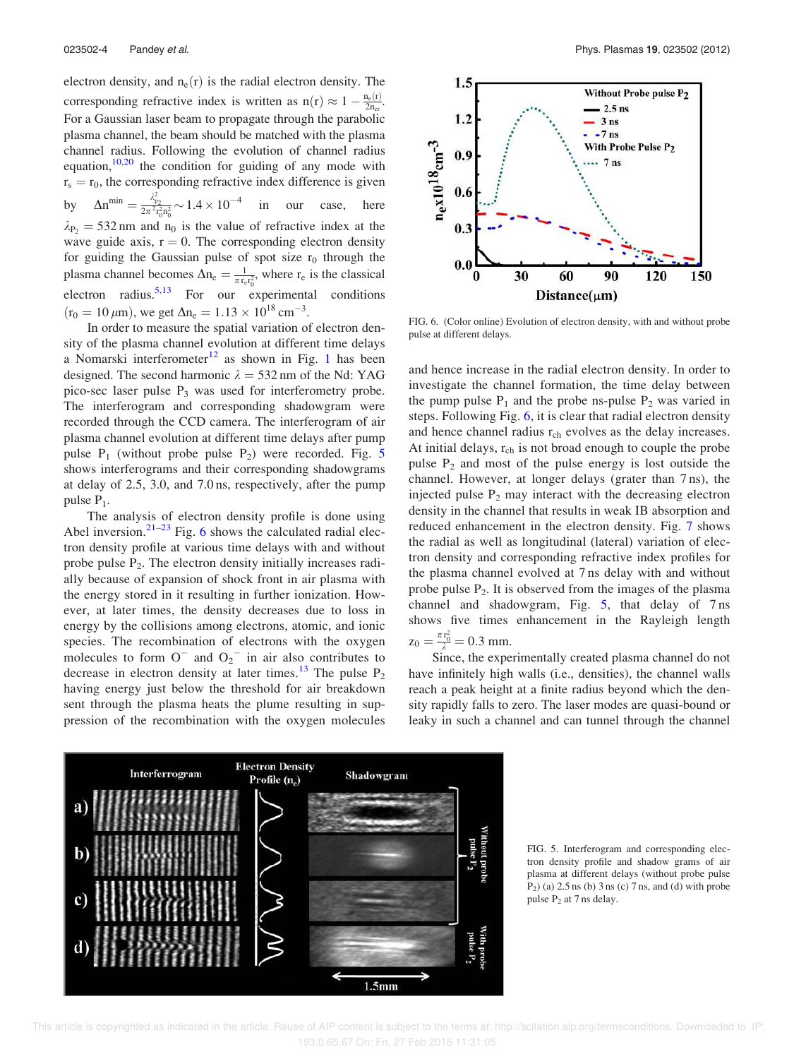electron density, and $n_e(r)$ is the radial electron density. The corresponding refractive index is written as $n(r) \approx 1 - \frac{n_e(r)}{2n_{cr}}$. For a Gaussian laser beam to propagate through the parabolic plasma channel, the beam should be matched with the plasma channel radius. Following the evolution of channel radius equation,[10,20] the condition for guiding of any mode with $r_s = r_0$, the corresponding refractive index difference is given by $\Delta n^{min} = \frac{\lambda_{P_2}^2}{2\pi^2 r_0^2 n_0^2} \sim 1.4 \times 10^{-4}$ in our case, here $\lambda_{P_2} = 532$ nm and $n_0$ is the value of refractive index at the wave guide axis, $r = 0$. The corresponding electron density for guiding the Gaussian pulse of spot size $r_0$ through the plasma channel becomes $\Delta n_e = \frac{1}{\pi r_e r_0^2}$, where $r_e$ is the classical electron radius.[5,13] For our experimental conditions ($r_0 = 10\,\mu$m), we get $\Delta n_e = 1.13 \times 10^{18}$ cm$^{-3}$.

In order to measure the spatial variation of electron density of the plasma channel evolution at different time delays a Nomarski interferometer[12] as shown in Fig. 1 has been designed. The second harmonic $\lambda = 532$ nm of the Nd: YAG pico-sec laser pulse $P_3$ was used for interferometry probe. The interferogram and corresponding shadowgram were recorded through the CCD camera. The interferogram of air plasma channel evolution at different time delays after pump pulse $P_1$ (without probe pulse $P_2$) were recorded. Fig. 5 shows interferograms and their corresponding shadowgrams at delay of 2.5, 3.0, and 7.0 ns, respectively, after the pump pulse $P_1$.

The analysis of electron density profile is done using Abel inversion.[21–23] Fig. 6 shows the calculated radial electron density profile at various time delays with and without probe pulse $P_2$. The electron density initially increases radially because of expansion of shock front in air plasma with the energy stored in it resulting in further ionization. However, at later times, the density decreases due to loss in energy by the collisions among electrons, atomic, and ionic species. The recombination of electrons with the oxygen molecules to form $O^-$ and $O_2^-$ in air also contributes to decrease in electron density at later times.[13] The pulse $P_2$ having energy just below the threshold for air breakdown sent through the plasma heats the plume resulting in suppression of the recombination with the oxygen molecules and hence increase in the radial electron density. In order to investigate the channel formation, the time delay between the pump pulse $P_1$ and the probe ns-pulse $P_2$ was varied in steps. Following Fig. 6, it is clear that radial electron density and hence channel radius $r_{ch}$ evolves as the delay increases. At initial delays, $r_{ch}$ is not broad enough to couple the probe pulse $P_2$ and most of the pulse energy is lost outside the channel. However, at longer delays (grater than 7 ns), the injected pulse $P_2$ may interact with the decreasing electron density in the channel that results in weak IB absorption and reduced enhancement in the electron density. Fig. 7 shows the radial as well as longitudinal (lateral) variation of electron density and corresponding refractive index profiles for the plasma channel evolved at 7 ns delay with and without probe pulse $P_2$. It is observed from the images of the plasma channel and shadowgram, Fig. 5, that delay of 7 ns shows five times enhancement in the Rayleigh length $z_0 = \frac{\pi r_0^2}{\lambda} = 0.3$ mm.

FIG. 6. (Color online) Evolution of electron density, with and without probe pulse at different delays.

Since, the experimentally created plasma channel do not have infinitely high walls (i.e., densities), the channel walls reach a peak height at a finite radius beyond which the density rapidly falls to zero. The laser modes are quasi-bound or leaky in such a channel and can tunnel through the channel

FIG. 5. Interferogram and corresponding electron density profile and shadow grams of air plasma at different delays (without probe pulse $P_2$) (a) 2.5 ns (b) 3 ns (c) 7 ns, and (d) with probe pulse $P_2$ at 7 ns delay.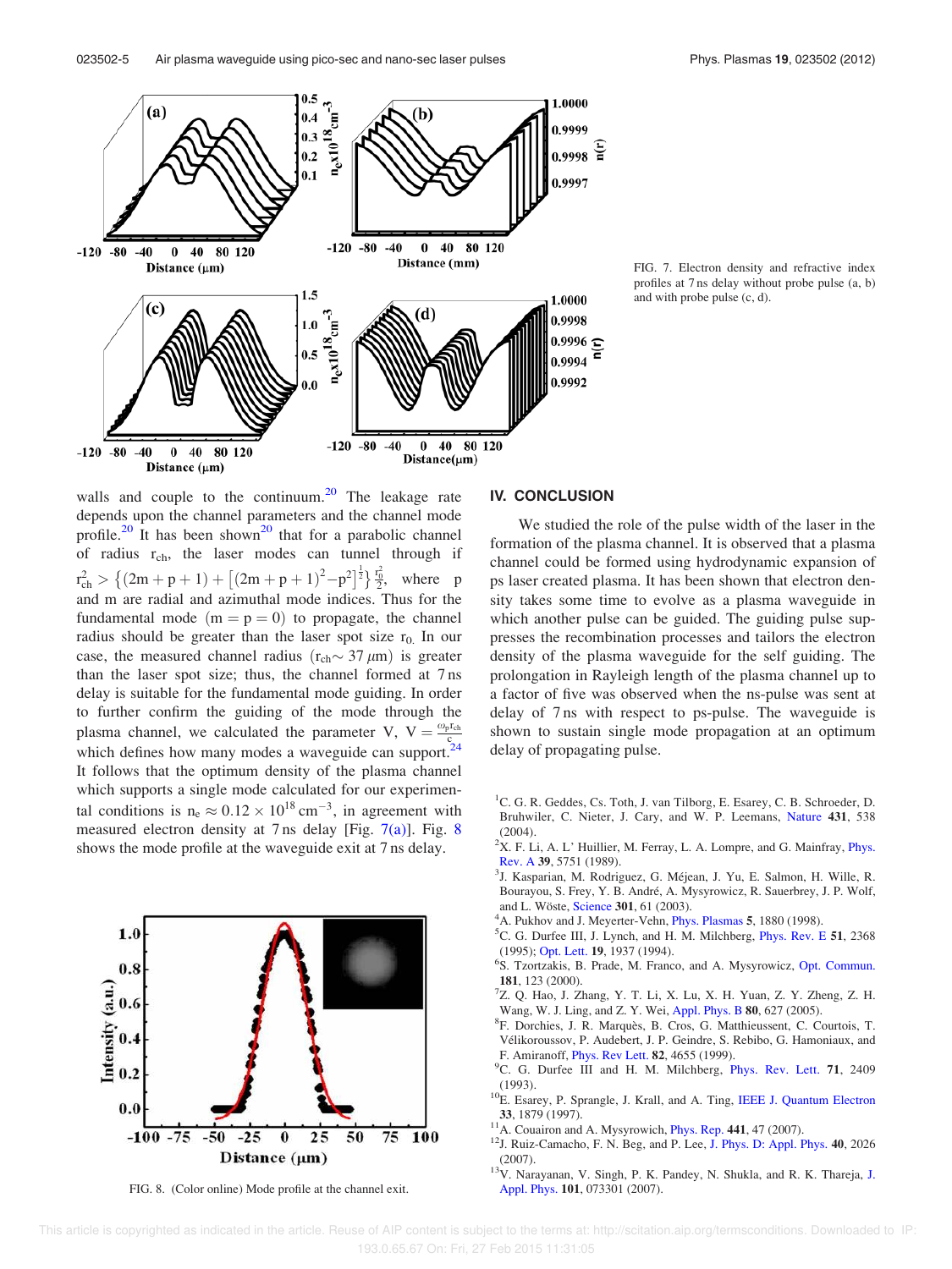FIG. 7. Electron density and refractive index profiles at 7 ns delay without probe pulse (a, b) and with probe pulse (c, d).

walls and couple to the continuum.[20] The leakage rate depends upon the channel parameters and the channel mode profile.[20] It has been shown[20] that for a parabolic channel of radius $r_{ch}$, the laser modes can tunnel through if $r_{ch}^2 > \left\{(2m+p+1) + \left[(2m+p+1)^2 - p^2\right]^{\frac{1}{2}}\right\}\frac{r_0^2}{2}$, where p and m are radial and azimuthal mode indices. Thus for the fundamental mode (m = p = 0) to propagate, the channel radius should be greater than the laser spot size $r_0$. In our case, the measured channel radius ($r_{ch} \sim 37\,\mu$m) is greater than the laser spot size; thus, the channel formed at 7 ns delay is suitable for the fundamental mode guiding. In order to further confirm the guiding of the mode through the plasma channel, we calculated the parameter V, $V = \frac{\omega_p r_{ch}}{c}$ which defines how many modes a waveguide can support.[24] It follows that the optimum density of the plasma channel which supports a single mode calculated for our experimental conditions is $n_e \approx 0.12 \times 10^{18}\,\text{cm}^{-3}$, in agreement with measured electron density at 7 ns delay [Fig. 7(a)]. Fig. 8 shows the mode profile at the waveguide exit at 7 ns delay.

FIG. 8. (Color online) Mode profile at the channel exit.

## IV. CONCLUSION

We studied the role of the pulse width of the laser in the formation of the plasma channel. It is observed that a plasma channel could be formed using hydrodynamic expansion of ps laser created plasma. It has been shown that electron density takes some time to evolve as a plasma waveguide in which another pulse can be guided. The guiding pulse suppresses the recombination processes and tailors the electron density of the plasma waveguide for the self guiding. The prolongation in Rayleigh length of the plasma channel up to a factor of five was observed when the ns-pulse was sent at delay of 7 ns with respect to ps-pulse. The waveguide is shown to sustain single mode propagation at an optimum delay of propagating pulse.

[1] C. G. R. Geddes, Cs. Toth, J. van Tilborg, E. Esarey, C. B. Schroeder, D. Bruhwiler, C. Nieter, J. Cary, and W. P. Leemans, Nature 431, 538 (2004).
[2] X. F. Li, A. L' Huillier, M. Ferray, L. A. Lompre, and G. Mainfray, Phys. Rev. A 39, 5751 (1989).
[3] J. Kasparian, M. Rodriguez, G. Méjean, J. Yu, E. Salmon, H. Wille, R. Bourayou, S. Frey, Y. B. André, A. Mysyrowicz, R. Sauerbrey, J. P. Wolf, and L. Wöste, Science 301, 61 (2003).
[4] A. Pukhov and J. Meyerter-Vehn, Phys. Plasmas 5, 1880 (1998).
[5] C. G. Durfee III, J. Lynch, and H. M. Milchberg, Phys. Rev. E 51, 2368 (1995); Opt. Lett. 19, 1937 (1994).
[6] S. Tzortzakis, B. Prade, M. Franco, and A. Mysyrowicz, Opt. Commun. 181, 123 (2000).
[7] Z. Q. Hao, J. Zhang, Y. T. Li, X. Lu, X. H. Yuan, Z. Y. Zheng, Z. H. Wang, W. J. Ling, and Z. Y. Wei, Appl. Phys. B 80, 627 (2005).
[8] F. Dorchies, J. R. Marquès, B. Cros, G. Matthieussent, C. Courtois, T. Vélikoroussov, P. Audebert, J. P. Geindre, S. Rebibo, G. Hamoniaux, and F. Amiranoff, Phys. Rev Lett. 82, 4655 (1999).
[9] C. G. Durfee III and H. M. Milchberg, Phys. Rev. Lett. 71, 2409 (1993).
[10] E. Esarey, P. Sprangle, J. Krall, and A. Ting, IEEE J. Quantum Electron 33, 1879 (1997).
[11] A. Couairon and A. Mysyrowich, Phys. Rep. 441, 47 (2007).
[12] J. Ruiz-Camacho, F. N. Beg, and P. Lee, J. Phys. D: Appl. Phys. 40, 2026 (2007).
[13] V. Narayanan, V. Singh, P. K. Pandey, N. Shukla, and R. K. Thareja, J. Appl. Phys. 101, 073301 (2007).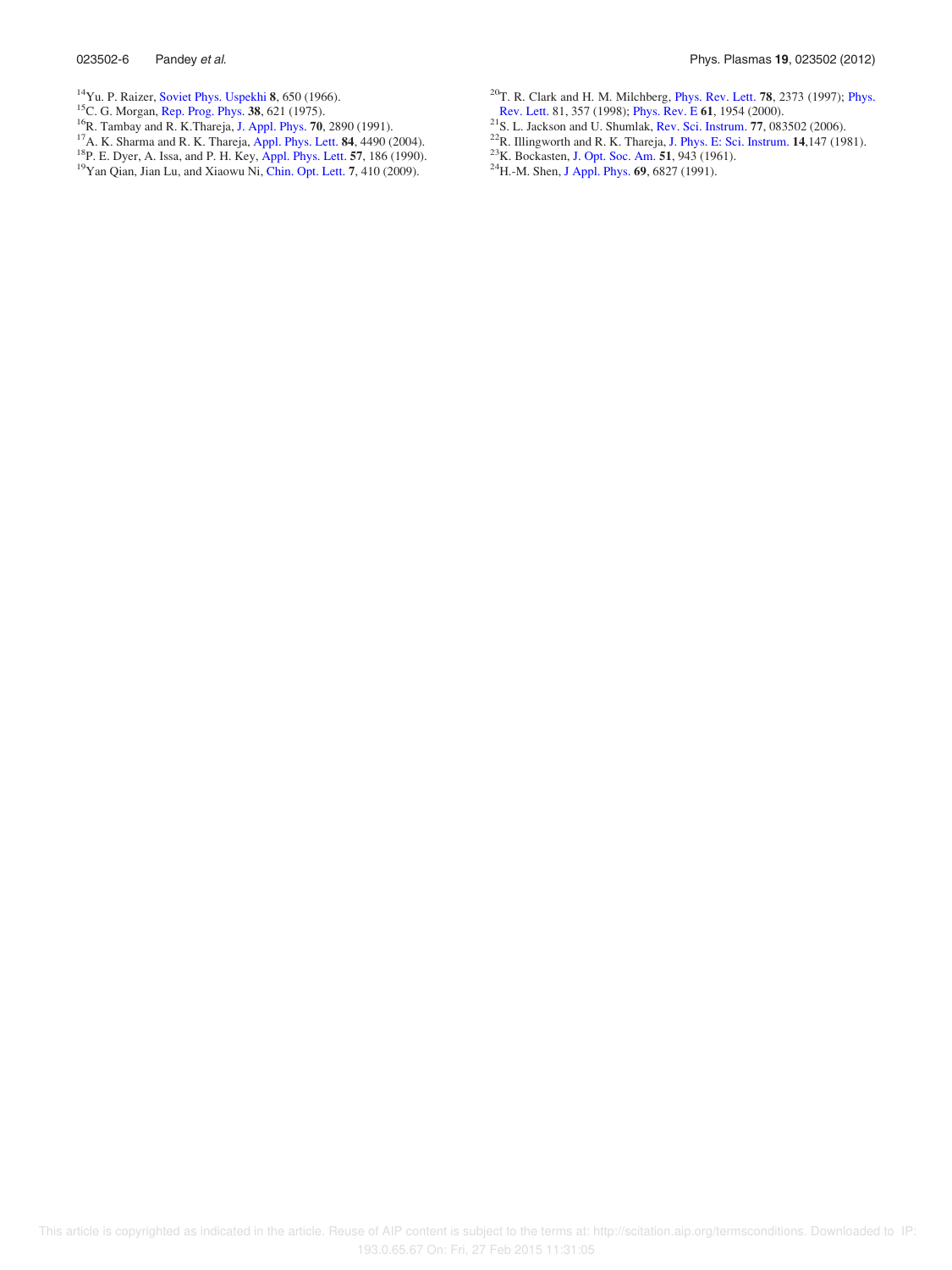[14]Yu. P. Raizer, Soviet Phys. Uspekhi **8**, 650 (1966).
[15]C. G. Morgan, Rep. Prog. Phys. **38**, 621 (1975).
[16]R. Tambay and R. K.Thareja, J. Appl. Phys. **70**, 2890 (1991).
[17]A. K. Sharma and R. K. Thareja, Appl. Phys. Lett. **84**, 4490 (2004).
[18]P. E. Dyer, A. Issa, and P. H. Key, Appl. Phys. Lett. **57**, 186 (1990).
[19]Yan Qian, Jian Lu, and Xiaowu Ni, Chin. Opt. Lett. **7**, 410 (2009).
[20]T. R. Clark and H. M. Milchberg, Phys. Rev. Lett. **78**, 2373 (1997); Phys. Rev. Lett. 81, 357 (1998); Phys. Rev. E **61**, 1954 (2000).
[21]S. L. Jackson and U. Shumlak, Rev. Sci. Instrum. **77**, 083502 (2006).
[22]R. Illingworth and R. K. Thareja, J. Phys. E: Sci. Instrum. **14**,147 (1981).
[23]K. Bockasten, J. Opt. Soc. Am. **51**, 943 (1961).
[24]H.-M. Shen, J Appl. Phys. **69**, 6827 (1991).